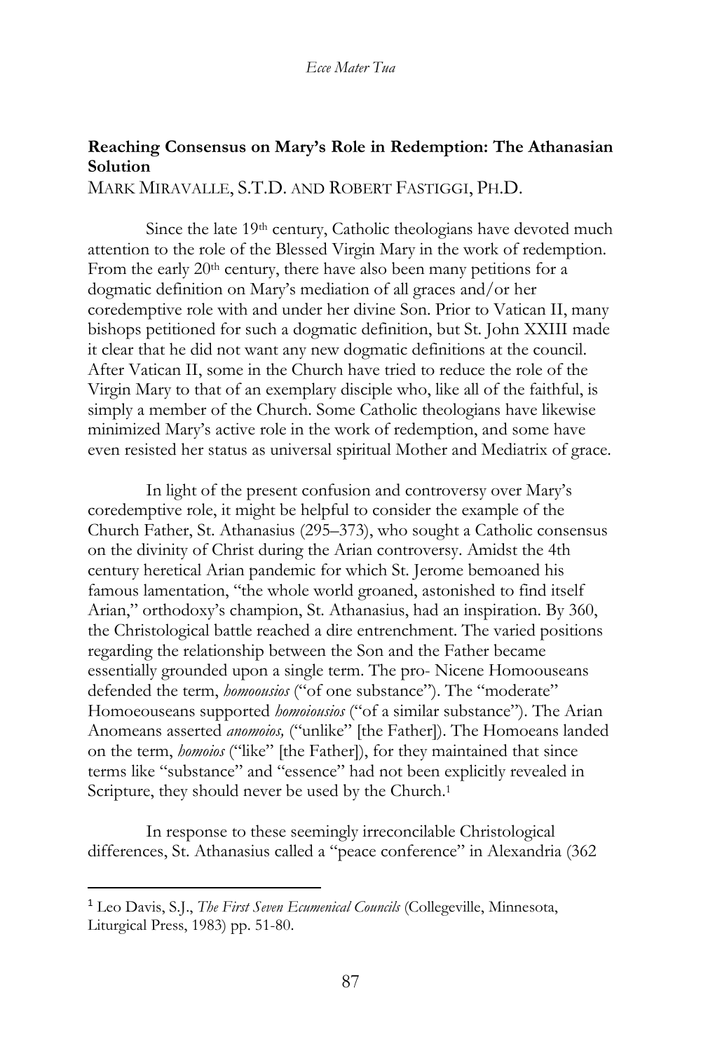## Reaching Consensus on Mary's Role in Redemption: The Athanasian Solution

MARK MIRAVALLE, S.T.D. AND ROBERT FASTIGGI, PH.D.

Since the late 19th century, Catholic theologians have devoted much attention to the role of the Blessed Virgin Mary in the work of redemption. From the early 20th century, there have also been many petitions for a dogmatic definition on Mary's mediation of all graces and/or her coredemptive role with and under her divine Son. Prior to Vatican II, many bishops petitioned for such a dogmatic definition, but St. John XXIII made it clear that he did not want any new dogmatic definitions at the council. After Vatican II, some in the Church have tried to reduce the role of the Virgin Mary to that of an exemplary disciple who, like all of the faithful, is simply a member of the Church. Some Catholic theologians have likewise minimized Mary's active role in the work of redemption, and some have even resisted her status as universal spiritual Mother and Mediatrix of grace.

In light of the present confusion and controversy over Mary's coredemptive role, it might be helpful to consider the example of the Church Father, St. Athanasius (295–373), who sought a Catholic consensus on the divinity of Christ during the Arian controversy. Amidst the 4th century heretical Arian pandemic for which St. Jerome bemoaned his famous lamentation, "the whole world groaned, astonished to find itself Arian," orthodoxy's champion, St. Athanasius, had an inspiration. By 360, the Christological battle reached a dire entrenchment. The varied positions regarding the relationship between the Son and the Father became essentially grounded upon a single term. The pro- Nicene Homoouseans defended the term, *homoousios* ("of one substance"). The "moderate" Homoeouseans supported *homoiousios* ("of a similar substance"). The Arian Anomeans asserted *anomoios,* ("unlike" [the Father]). The Homoeans landed on the term, *homoios* ("like" [the Father]), for they maintained that since terms like "substance" and "essence" had not been explicitly revealed in Scripture, they should never be used by the Church.[1]

In response to these seemingly irreconcilable Christological differences, St. Athanasius called a "peace conference" in Alexandria (362

---

[1] Leo Davis, S.J., *The First Seven Ecumenical Councils* (Collegeville, Minnesota, Liturgical Press, 1983) pp. 51-80.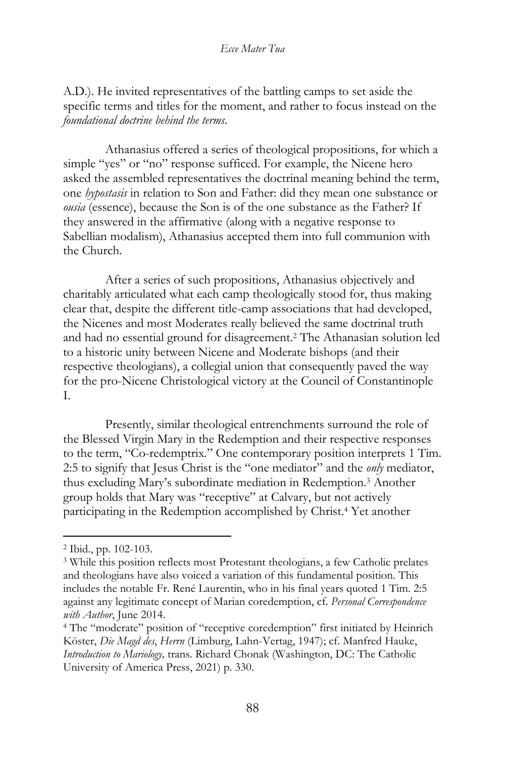A.D.). He invited representatives of the battling camps to set aside the specific terms and titles for the moment, and rather to focus instead on the *foundational doctrine behind the terms*.

Athanasius offered a series of theological propositions, for which a simple "yes" or "no" response sufficed. For example, the Nicene hero asked the assembled representatives the doctrinal meaning behind the term, one *hypostasis* in relation to Son and Father: did they mean one substance or *ousia* (essence), because the Son is of the one substance as the Father? If they answered in the affirmative (along with a negative response to Sabellian modalism), Athanasius accepted them into full communion with the Church.

After a series of such propositions, Athanasius objectively and charitably articulated what each camp theologically stood for, thus making clear that, despite the different title-camp associations that had developed, the Nicenes and most Moderates really believed the same doctrinal truth and had no essential ground for disagreement.[2] The Athanasian solution led to a historic unity between Nicene and Moderate bishops (and their respective theologians), a collegial union that consequently paved the way for the pro-Nicene Christological victory at the Council of Constantinople I.

Presently, similar theological entrenchments surround the role of the Blessed Virgin Mary in the Redemption and their respective responses to the term, "Co-redemptrix." One contemporary position interprets 1 Tim. 2:5 to signify that Jesus Christ is the "one mediator" and the *only* mediator, thus excluding Mary's subordinate mediation in Redemption.[3] Another group holds that Mary was "receptive" at Calvary, but not actively participating in the Redemption accomplished by Christ.[4] Yet another

---

[2] Ibid., pp. 102-103.

[3] While this position reflects most Protestant theologians, a few Catholic prelates and theologians have also voiced a variation of this fundamental position. This includes the notable Fr. René Laurentin, who in his final years quoted 1 Tim. 2:5 against any legitimate concept of Marian coredemption, cf. *Personal Correspondence with Author*, June 2014.

[4] The "moderate" position of "receptive coredemption" first initiated by Heinrich Köster, *Die Magd des, Herrn* (Limburg, Lahn-Vertag, 1947); cf. Manfred Hauke, *Introduction to Mariology,* trans. Richard Chonak (Washington, DC: The Catholic University of America Press, 2021) p. 330.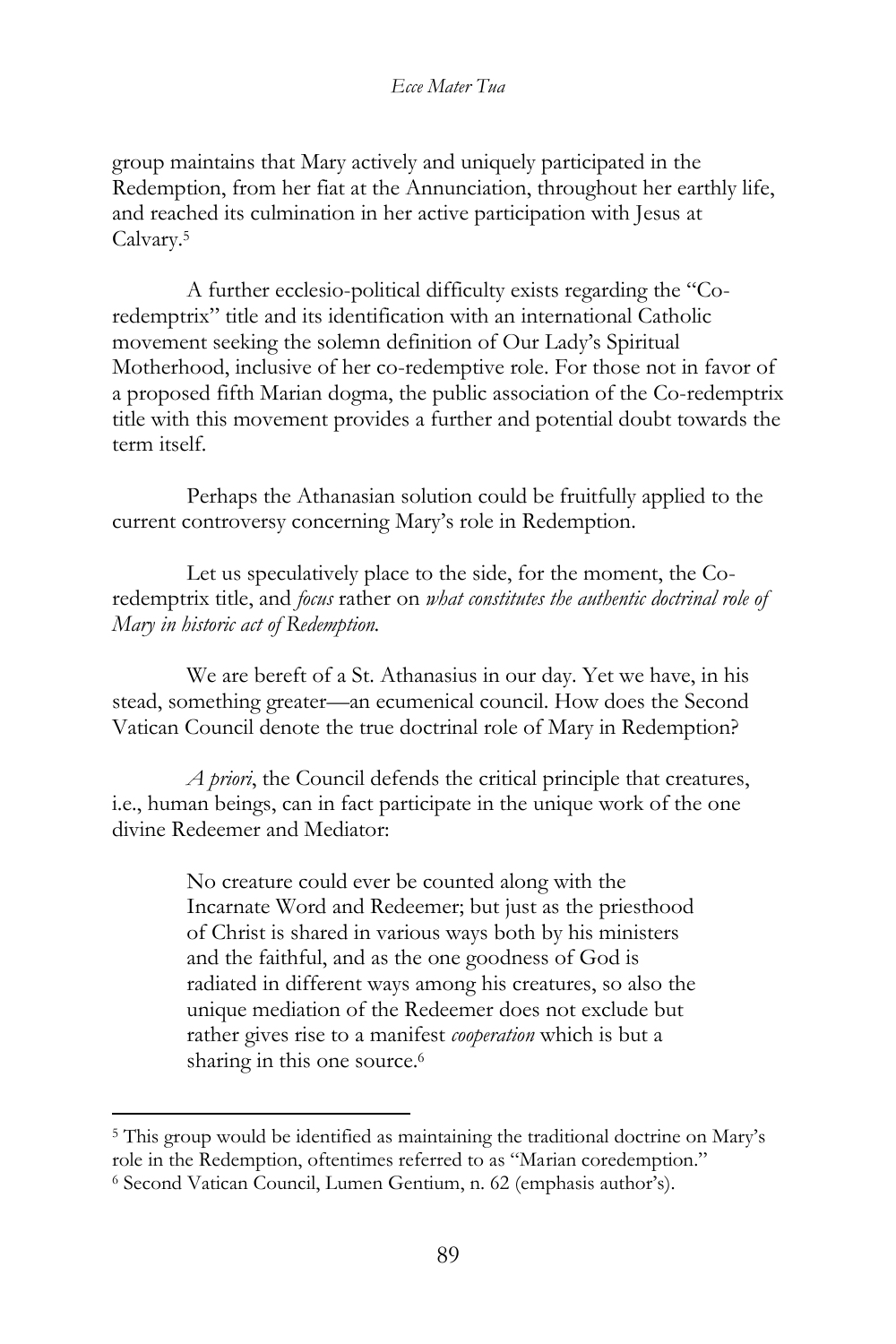group maintains that Mary actively and uniquely participated in the Redemption, from her fiat at the Annunciation, throughout her earthly life, and reached its culmination in her active participation with Jesus at Calvary.[5]

A further ecclesio-political difficulty exists regarding the "Co-redemptrix" title and its identification with an international Catholic movement seeking the solemn definition of Our Lady's Spiritual Motherhood, inclusive of her co-redemptive role. For those not in favor of a proposed fifth Marian dogma, the public association of the Co-redemptrix title with this movement provides a further and potential doubt towards the term itself.

Perhaps the Athanasian solution could be fruitfully applied to the current controversy concerning Mary's role in Redemption.

Let us speculatively place to the side, for the moment, the Co-redemptrix title, and *focus* rather on *what constitutes the authentic doctrinal role of Mary in historic act of Redemption.*

We are bereft of a St. Athanasius in our day. Yet we have, in his stead, something greater—an ecumenical council. How does the Second Vatican Council denote the true doctrinal role of Mary in Redemption?

*A priori*, the Council defends the critical principle that creatures, i.e., human beings, can in fact participate in the unique work of the one divine Redeemer and Mediator:

> No creature could ever be counted along with the Incarnate Word and Redeemer; but just as the priesthood of Christ is shared in various ways both by his ministers and the faithful, and as the one goodness of God is radiated in different ways among his creatures, so also the unique mediation of the Redeemer does not exclude but rather gives rise to a manifest *cooperation* which is but a sharing in this one source.[6]

---

[5] This group would be identified as maintaining the traditional doctrine on Mary's role in the Redemption, oftentimes referred to as "Marian coredemption."

[6] Second Vatican Council, Lumen Gentium, n. 62 (emphasis author's).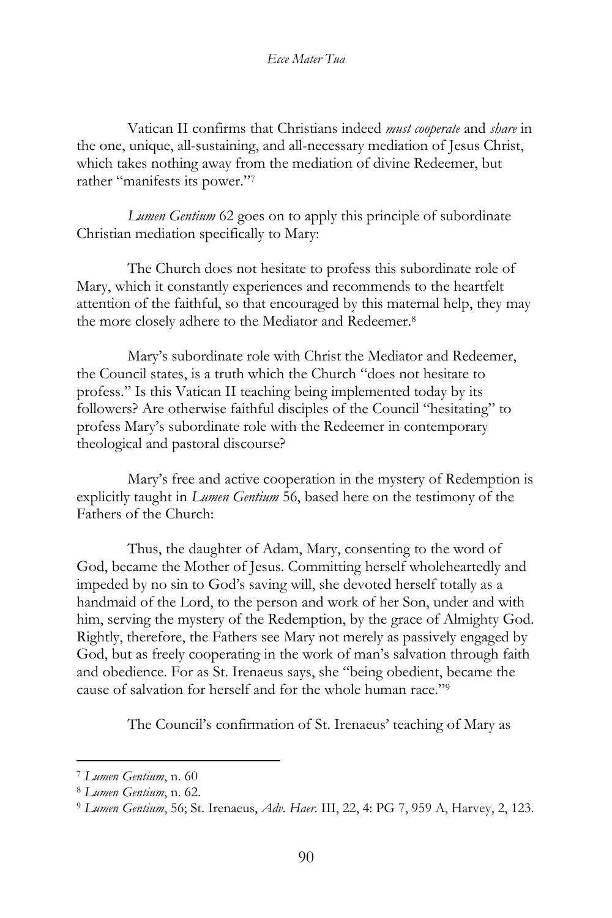Vatican II confirms that Christians indeed *must cooperate* and *share* in the one, unique, all-sustaining, and all-necessary mediation of Jesus Christ, which takes nothing away from the mediation of divine Redeemer, but rather "manifests its power."[7]

*Lumen Gentium* 62 goes on to apply this principle of subordinate Christian mediation specifically to Mary:

> The Church does not hesitate to profess this subordinate role of Mary, which it constantly experiences and recommends to the heartfelt attention of the faithful, so that encouraged by this maternal help, they may the more closely adhere to the Mediator and Redeemer.[8]

Mary's subordinate role with Christ the Mediator and Redeemer, the Council states, is a truth which the Church "does not hesitate to profess." Is this Vatican II teaching being implemented today by its followers? Are otherwise faithful disciples of the Council "hesitating" to profess Mary's subordinate role with the Redeemer in contemporary theological and pastoral discourse?

Mary's free and active cooperation in the mystery of Redemption is explicitly taught in *Lumen Gentium* 56, based here on the testimony of the Fathers of the Church:

> Thus, the daughter of Adam, Mary, consenting to the word of God, became the Mother of Jesus. Committing herself wholeheartedly and impeded by no sin to God's saving will, she devoted herself totally as a handmaid of the Lord, to the person and work of her Son, under and with him, serving the mystery of the Redemption, by the grace of Almighty God. Rightly, therefore, the Fathers see Mary not merely as passively engaged by God, but as freely cooperating in the work of man's salvation through faith and obedience. For as St. Irenaeus says, she "being obedient, became the cause of salvation for herself and for the whole human race."[9]

The Council's confirmation of St. Irenaeus' teaching of Mary as

---

[7] *Lumen Gentium*, n. 60

[8] *Lumen Gentium*, n. 62.

[9] *Lumen Gentium*, 56; St. Irenaeus, *Adv. Haer.* III, 22, 4: PG 7, 959 A, Harvey, 2, 123.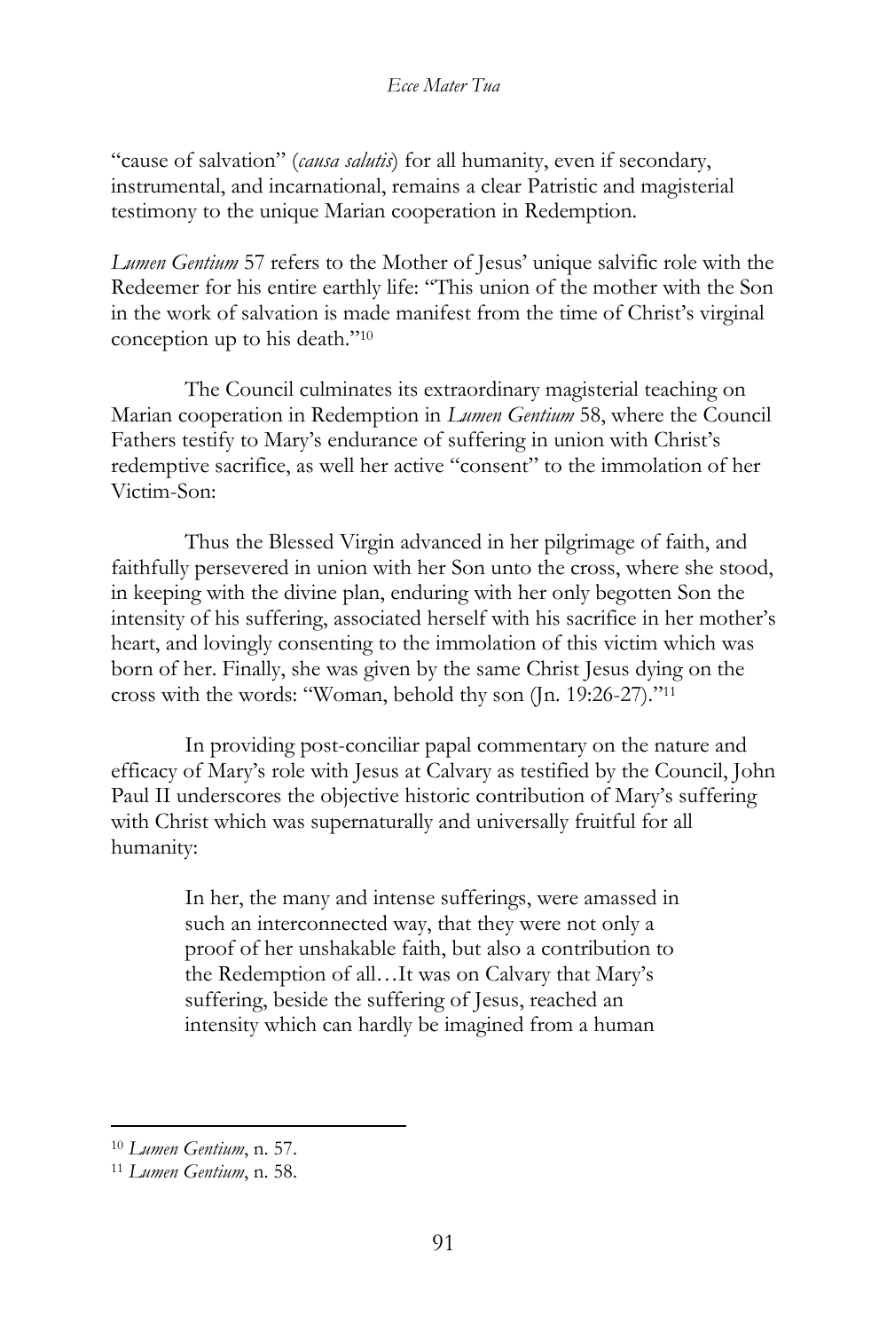"cause of salvation" (*causa salutis*) for all humanity, even if secondary, instrumental, and incarnational, remains a clear Patristic and magisterial testimony to the unique Marian cooperation in Redemption.

*Lumen Gentium* 57 refers to the Mother of Jesus' unique salvific role with the Redeemer for his entire earthly life: "This union of the mother with the Son in the work of salvation is made manifest from the time of Christ's virginal conception up to his death."[10]

The Council culminates its extraordinary magisterial teaching on Marian cooperation in Redemption in *Lumen Gentium* 58, where the Council Fathers testify to Mary's endurance of suffering in union with Christ's redemptive sacrifice, as well her active "consent" to the immolation of her Victim-Son:

Thus the Blessed Virgin advanced in her pilgrimage of faith, and faithfully persevered in union with her Son unto the cross, where she stood, in keeping with the divine plan, enduring with her only begotten Son the intensity of his suffering, associated herself with his sacrifice in her mother's heart, and lovingly consenting to the immolation of this victim which was born of her. Finally, she was given by the same Christ Jesus dying on the cross with the words: "Woman, behold thy son (Jn. 19:26-27)."[11]

In providing post-conciliar papal commentary on the nature and efficacy of Mary's role with Jesus at Calvary as testified by the Council, John Paul II underscores the objective historic contribution of Mary's suffering with Christ which was supernaturally and universally fruitful for all humanity:

> In her, the many and intense sufferings, were amassed in such an interconnected way, that they were not only a proof of her unshakable faith, but also a contribution to the Redemption of all…It was on Calvary that Mary's suffering, beside the suffering of Jesus, reached an intensity which can hardly be imagined from a human

[10] *Lumen Gentium*, n. 57.

[11] *Lumen Gentium*, n. 58.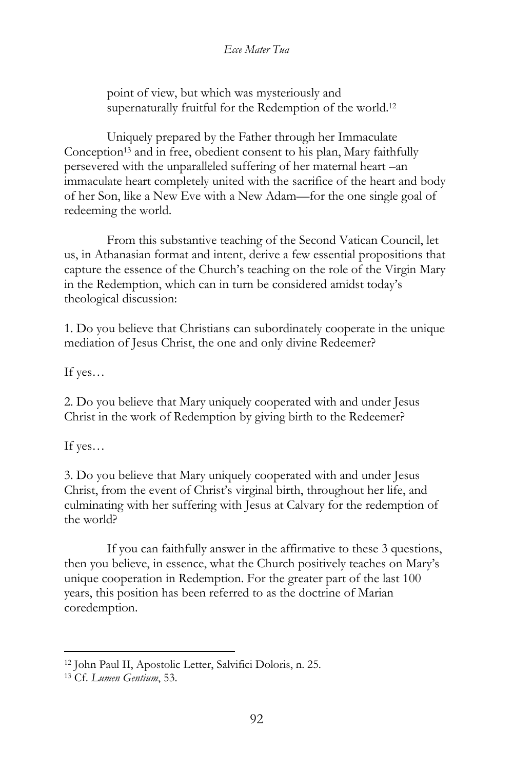point of view, but which was mysteriously and supernaturally fruitful for the Redemption of the world.[12]

Uniquely prepared by the Father through her Immaculate Conception[13] and in free, obedient consent to his plan, Mary faithfully persevered with the unparalleled suffering of her maternal heart –an immaculate heart completely united with the sacrifice of the heart and body of her Son, like a New Eve with a New Adam—for the one single goal of redeeming the world.

From this substantive teaching of the Second Vatican Council, let us, in Athanasian format and intent, derive a few essential propositions that capture the essence of the Church's teaching on the role of the Virgin Mary in the Redemption, which can in turn be considered amidst today's theological discussion:

1. Do you believe that Christians can subordinately cooperate in the unique mediation of Jesus Christ, the one and only divine Redeemer?

If yes…

2. Do you believe that Mary uniquely cooperated with and under Jesus Christ in the work of Redemption by giving birth to the Redeemer?

If yes…

3. Do you believe that Mary uniquely cooperated with and under Jesus Christ, from the event of Christ's virginal birth, throughout her life, and culminating with her suffering with Jesus at Calvary for the redemption of the world?

If you can faithfully answer in the affirmative to these 3 questions, then you believe, in essence, what the Church positively teaches on Mary's unique cooperation in Redemption. For the greater part of the last 100 years, this position has been referred to as the doctrine of Marian coredemption.

---

[12] John Paul II, Apostolic Letter, Salvifici Doloris, n. 25.

[13] Cf. *Lumen Gentium*, 53.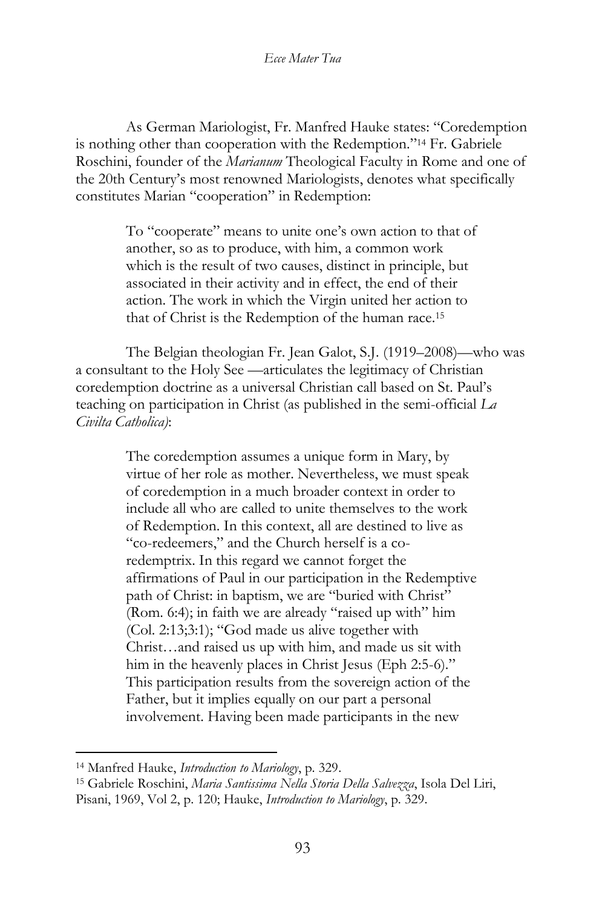As German Mariologist, Fr. Manfred Hauke states: "Coredemption is nothing other than cooperation with the Redemption."[14] Fr. Gabriele Roschini, founder of the *Marianum* Theological Faculty in Rome and one of the 20th Century's most renowned Mariologists, denotes what specifically constitutes Marian "cooperation" in Redemption:

> To "cooperate" means to unite one's own action to that of another, so as to produce, with him, a common work which is the result of two causes, distinct in principle, but associated in their activity and in effect, the end of their action. The work in which the Virgin united her action to that of Christ is the Redemption of the human race.[15]

The Belgian theologian Fr. Jean Galot, S.J. (1919–2008)—who was a consultant to the Holy See —articulates the legitimacy of Christian coredemption doctrine as a universal Christian call based on St. Paul's teaching on participation in Christ (as published in the semi-official *La Civilta Catholica)*:

> The coredemption assumes a unique form in Mary, by virtue of her role as mother. Nevertheless, we must speak of coredemption in a much broader context in order to include all who are called to unite themselves to the work of Redemption. In this context, all are destined to live as "co-redeemers," and the Church herself is a co-redemptrix. In this regard we cannot forget the affirmations of Paul in our participation in the Redemptive path of Christ: in baptism, we are "buried with Christ" (Rom. 6:4); in faith we are already "raised up with" him (Col. 2:13;3:1); "God made us alive together with Christ…and raised us up with him, and made us sit with him in the heavenly places in Christ Jesus (Eph 2:5-6)." This participation results from the sovereign action of the Father, but it implies equally on our part a personal involvement. Having been made participants in the new

---

[14] Manfred Hauke, *Introduction to Mariology*, p. 329.

[15] Gabriele Roschini, *Maria Santissima Nella Storia Della Salvezza*, Isola Del Liri, Pisani, 1969, Vol 2, p. 120; Hauke, *Introduction to Mariology*, p. 329.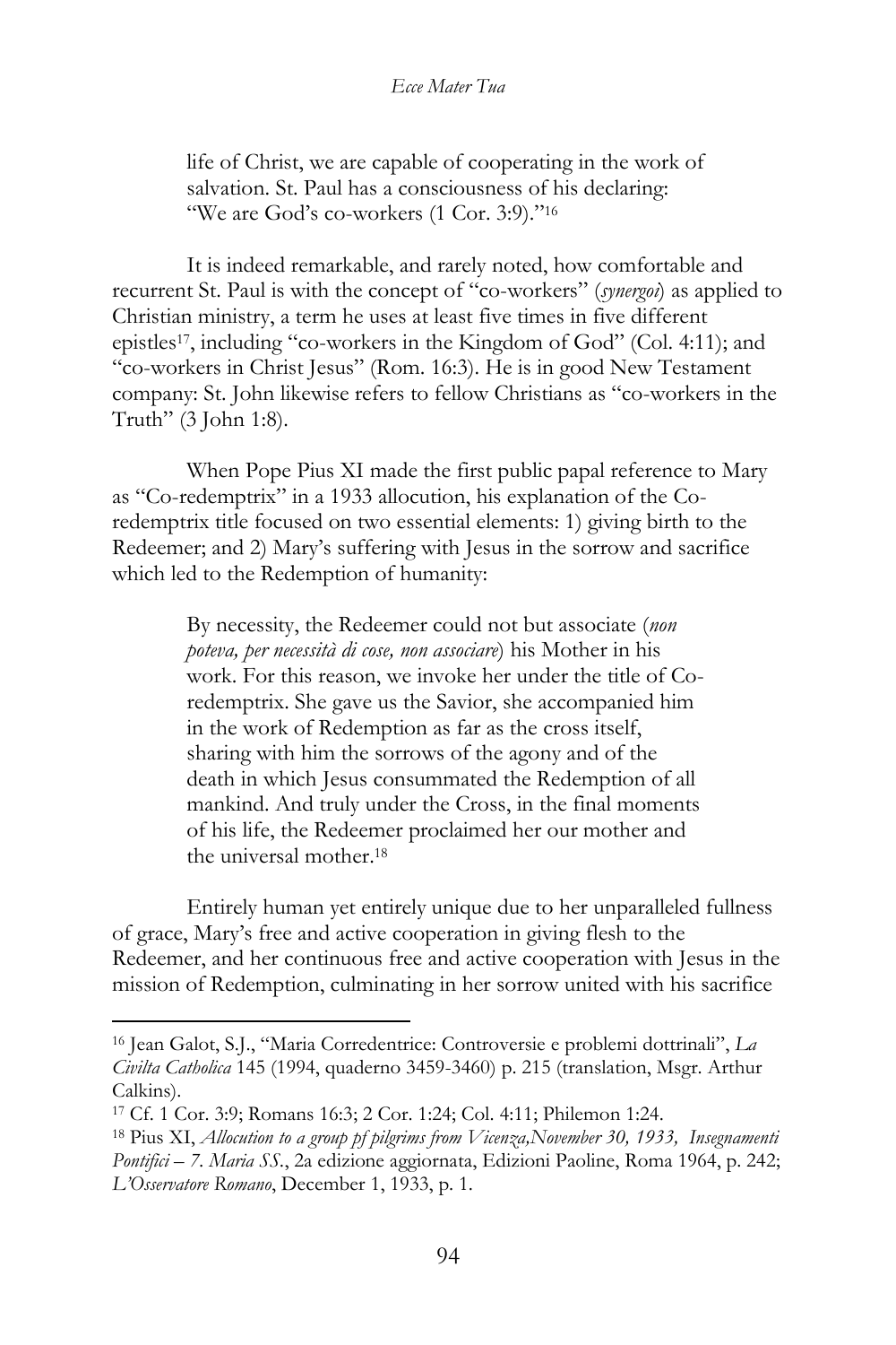> life of Christ, we are capable of cooperating in the work of salvation. St. Paul has a consciousness of his declaring: "We are God's co-workers (1 Cor. 3:9)."[16]

It is indeed remarkable, and rarely noted, how comfortable and recurrent St. Paul is with the concept of "co-workers" (*synergoi*) as applied to Christian ministry, a term he uses at least five times in five different epistles[17], including "co-workers in the Kingdom of God" (Col. 4:11); and "co-workers in Christ Jesus" (Rom. 16:3). He is in good New Testament company: St. John likewise refers to fellow Christians as "co-workers in the Truth" (3 John 1:8).

When Pope Pius XI made the first public papal reference to Mary as "Co-redemptrix" in a 1933 allocution, his explanation of the Co-redemptrix title focused on two essential elements: 1) giving birth to the Redeemer; and 2) Mary's suffering with Jesus in the sorrow and sacrifice which led to the Redemption of humanity:

> By necessity, the Redeemer could not but associate (*non poteva, per necessità di cose, non associare*) his Mother in his work. For this reason, we invoke her under the title of Co-redemptrix. She gave us the Savior, she accompanied him in the work of Redemption as far as the cross itself, sharing with him the sorrows of the agony and of the death in which Jesus consummated the Redemption of all mankind. And truly under the Cross, in the final moments of his life, the Redeemer proclaimed her our mother and the universal mother.[18]

Entirely human yet entirely unique due to her unparalleled fullness of grace, Mary's free and active cooperation in giving flesh to the Redeemer, and her continuous free and active cooperation with Jesus in the mission of Redemption, culminating in her sorrow united with his sacrifice

---

[16] Jean Galot, S.J., "Maria Corredentrice: Controversie e problemi dottrinali", *La Civilta Catholica* 145 (1994, quaderno 3459-3460) p. 215 (translation, Msgr. Arthur Calkins).

[17] Cf. 1 Cor. 3:9; Romans 16:3; 2 Cor. 1:24; Col. 4:11; Philemon 1:24.

[18] Pius XI, *Allocution to a group pf pilgrims from Vicenza,November 30, 1933, Insegnamenti Pontifici – 7. Maria SS.*, 2a edizione aggiornata, Edizioni Paoline, Roma 1964, p. 242; *L'Osservatore Romano*, December 1, 1933, p. 1.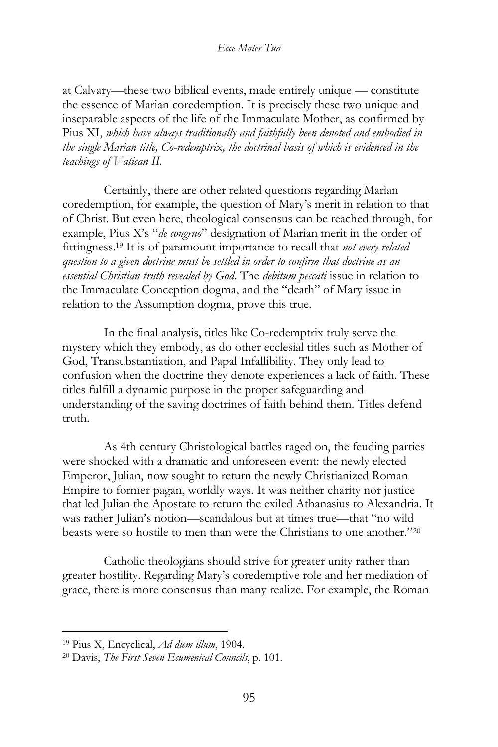at Calvary—these two biblical events, made entirely unique — constitute the essence of Marian coredemption. It is precisely these two unique and inseparable aspects of the life of the Immaculate Mother, as confirmed by Pius XI, *which have always traditionally and faithfully been denoted and embodied in the single Marian title, Co-redemptrix, the doctrinal basis of which is evidenced in the teachings of Vatican II.*

Certainly, there are other related questions regarding Marian coredemption, for example, the question of Mary's merit in relation to that of Christ. But even here, theological consensus can be reached through, for example, Pius X's "*de congruo*" designation of Marian merit in the order of fittingness.[19] It is of paramount importance to recall that *not every related question to a given doctrine must be settled in order to confirm that doctrine as an essential Christian truth revealed by God.* The *debitum peccati* issue in relation to the Immaculate Conception dogma, and the "death" of Mary issue in relation to the Assumption dogma, prove this true.

In the final analysis, titles like Co-redemptrix truly serve the mystery which they embody, as do other ecclesial titles such as Mother of God, Transubstantiation, and Papal Infallibility. They only lead to confusion when the doctrine they denote experiences a lack of faith. These titles fulfill a dynamic purpose in the proper safeguarding and understanding of the saving doctrines of faith behind them. Titles defend truth.

As 4th century Christological battles raged on, the feuding parties were shocked with a dramatic and unforeseen event: the newly elected Emperor, Julian, now sought to return the newly Christianized Roman Empire to former pagan, worldly ways. It was neither charity nor justice that led Julian the Apostate to return the exiled Athanasius to Alexandria. It was rather Julian's notion—scandalous but at times true—that "no wild beasts were so hostile to men than were the Christians to one another."[20]

Catholic theologians should strive for greater unity rather than greater hostility. Regarding Mary's coredemptive role and her mediation of grace, there is more consensus than many realize. For example, the Roman

---

[19] Pius X, Encyclical, *Ad diem illum*, 1904.

[20] Davis, *The First Seven Ecumenical Councils*, p. 101.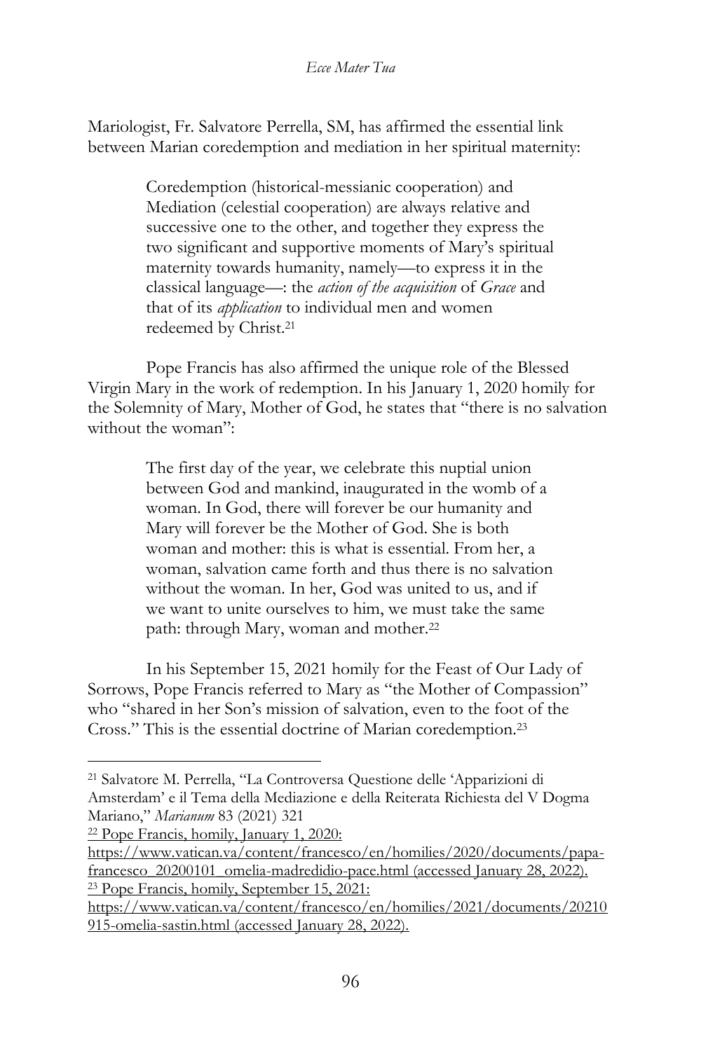Mariologist, Fr. Salvatore Perrella, SM, has affirmed the essential link between Marian coredemption and mediation in her spiritual maternity:

> Coredemption (historical-messianic cooperation) and Mediation (celestial cooperation) are always relative and successive one to the other, and together they express the two significant and supportive moments of Mary's spiritual maternity towards humanity, namely—to express it in the classical language—: the *action of the acquisition* of *Grace* and that of its *application* to individual men and women redeemed by Christ.[21]

Pope Francis has also affirmed the unique role of the Blessed Virgin Mary in the work of redemption. In his January 1, 2020 homily for the Solemnity of Mary, Mother of God, he states that "there is no salvation without the woman":

> The first day of the year, we celebrate this nuptial union between God and mankind, inaugurated in the womb of a woman. In God, there will forever be our humanity and Mary will forever be the Mother of God. She is both woman and mother: this is what is essential. From her, a woman, salvation came forth and thus there is no salvation without the woman. In her, God was united to us, and if we want to unite ourselves to him, we must take the same path: through Mary, woman and mother.[22]

In his September 15, 2021 homily for the Feast of Our Lady of Sorrows, Pope Francis referred to Mary as "the Mother of Compassion" who "shared in her Son's mission of salvation, even to the foot of the Cross." This is the essential doctrine of Marian coredemption.[23]

---

[21] Salvatore M. Perrella, "La Controversa Questione delle 'Apparizioni di Amsterdam' e il Tema della Mediazione e della Reiterata Richiesta del V Dogma Mariano," *Marianum* 83 (2021) 321

[22] Pope Francis, homily, January 1, 2020: https://www.vatican.va/content/francesco/en/homilies/2020/documents/papa-francesco_20200101_omelia-madredidio-pace.html (accessed January 28, 2022).

[23] Pope Francis, homily, September 15, 2021: https://www.vatican.va/content/francesco/en/homilies/2021/documents/20210915-omelia-sastin.html (accessed January 28, 2022).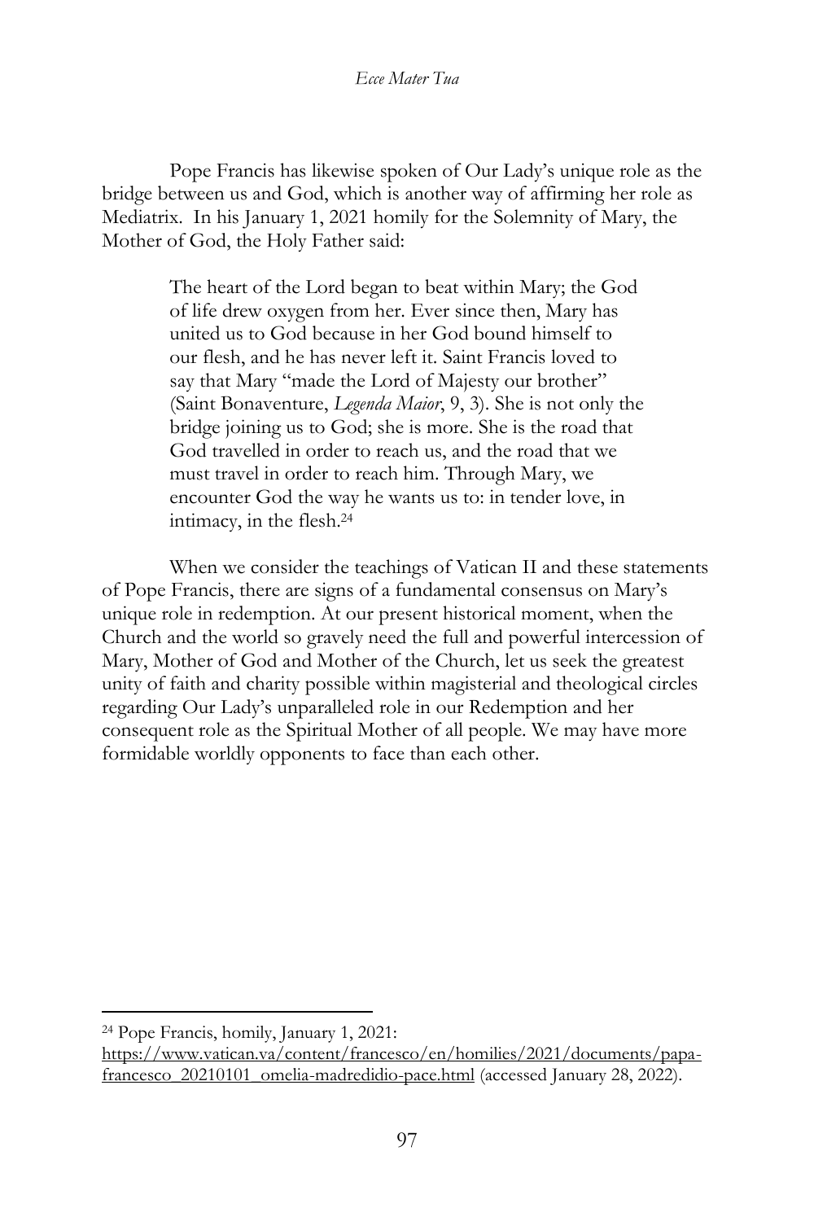Pope Francis has likewise spoken of Our Lady's unique role as the bridge between us and God, which is another way of affirming her role as Mediatrix. In his January 1, 2021 homily for the Solemnity of Mary, the Mother of God, the Holy Father said:

> The heart of the Lord began to beat within Mary; the God of life drew oxygen from her. Ever since then, Mary has united us to God because in her God bound himself to our flesh, and he has never left it. Saint Francis loved to say that Mary "made the Lord of Majesty our brother" (Saint Bonaventure, *Legenda Maior*, 9, 3). She is not only the bridge joining us to God; she is more. She is the road that God travelled in order to reach us, and the road that we must travel in order to reach him. Through Mary, we encounter God the way he wants us to: in tender love, in intimacy, in the flesh.[24]

When we consider the teachings of Vatican II and these statements of Pope Francis, there are signs of a fundamental consensus on Mary's unique role in redemption. At our present historical moment, when the Church and the world so gravely need the full and powerful intercession of Mary, Mother of God and Mother of the Church, let us seek the greatest unity of faith and charity possible within magisterial and theological circles regarding Our Lady's unparalleled role in our Redemption and her consequent role as the Spiritual Mother of all people. We may have more formidable worldly opponents to face than each other.

---

[24] Pope Francis, homily, January 1, 2021: https://www.vatican.va/content/francesco/en/homilies/2021/documents/papa-francesco_20210101_omelia-madredidio-pace.html (accessed January 28, 2022).